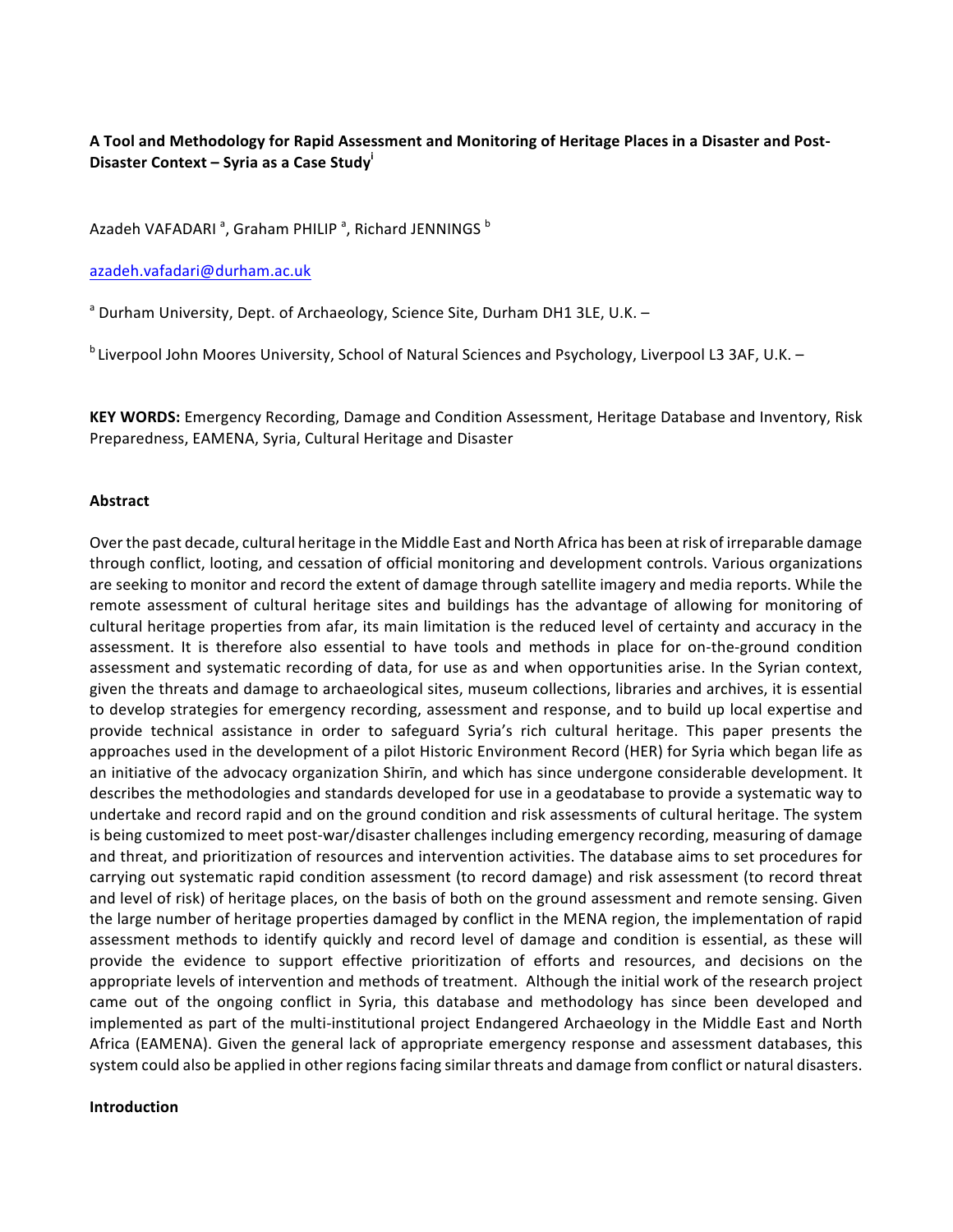# A Tool and Methodology for Rapid Assessment and Monitoring of Heritage Places in a Disaster and Post-Disaster Context – Syria as a Case Study[i]

Azadeh VAFADARI [a], Graham PHILIP [a], Richard JENNINGS [b]

azadeh.vafadari@durham.ac.uk

[a] Durham University, Dept. of Archaeology, Science Site, Durham DH1 3LE, U.K. –

[b] Liverpool John Moores University, School of Natural Sciences and Psychology, Liverpool L3 3AF, U.K. –

**KEY WORDS:** Emergency Recording, Damage and Condition Assessment, Heritage Database and Inventory, Risk Preparedness, EAMENA, Syria, Cultural Heritage and Disaster

## Abstract

Over the past decade, cultural heritage in the Middle East and North Africa has been at risk of irreparable damage through conflict, looting, and cessation of official monitoring and development controls. Various organizations are seeking to monitor and record the extent of damage through satellite imagery and media reports. While the remote assessment of cultural heritage sites and buildings has the advantage of allowing for monitoring of cultural heritage properties from afar, its main limitation is the reduced level of certainty and accuracy in the assessment. It is therefore also essential to have tools and methods in place for on-the-ground condition assessment and systematic recording of data, for use as and when opportunities arise. In the Syrian context, given the threats and damage to archaeological sites, museum collections, libraries and archives, it is essential to develop strategies for emergency recording, assessment and response, and to build up local expertise and provide technical assistance in order to safeguard Syria's rich cultural heritage. This paper presents the approaches used in the development of a pilot Historic Environment Record (HER) for Syria which began life as an initiative of the advocacy organization Shirīn, and which has since undergone considerable development. It describes the methodologies and standards developed for use in a geodatabase to provide a systematic way to undertake and record rapid and on the ground condition and risk assessments of cultural heritage. The system is being customized to meet post-war/disaster challenges including emergency recording, measuring of damage and threat, and prioritization of resources and intervention activities. The database aims to set procedures for carrying out systematic rapid condition assessment (to record damage) and risk assessment (to record threat and level of risk) of heritage places, on the basis of both on the ground assessment and remote sensing. Given the large number of heritage properties damaged by conflict in the MENA region, the implementation of rapid assessment methods to identify quickly and record level of damage and condition is essential, as these will provide the evidence to support effective prioritization of efforts and resources, and decisions on the appropriate levels of intervention and methods of treatment. Although the initial work of the research project came out of the ongoing conflict in Syria, this database and methodology has since been developed and implemented as part of the multi-institutional project Endangered Archaeology in the Middle East and North Africa (EAMENA). Given the general lack of appropriate emergency response and assessment databases, this system could also be applied in other regions facing similar threats and damage from conflict or natural disasters.

## Introduction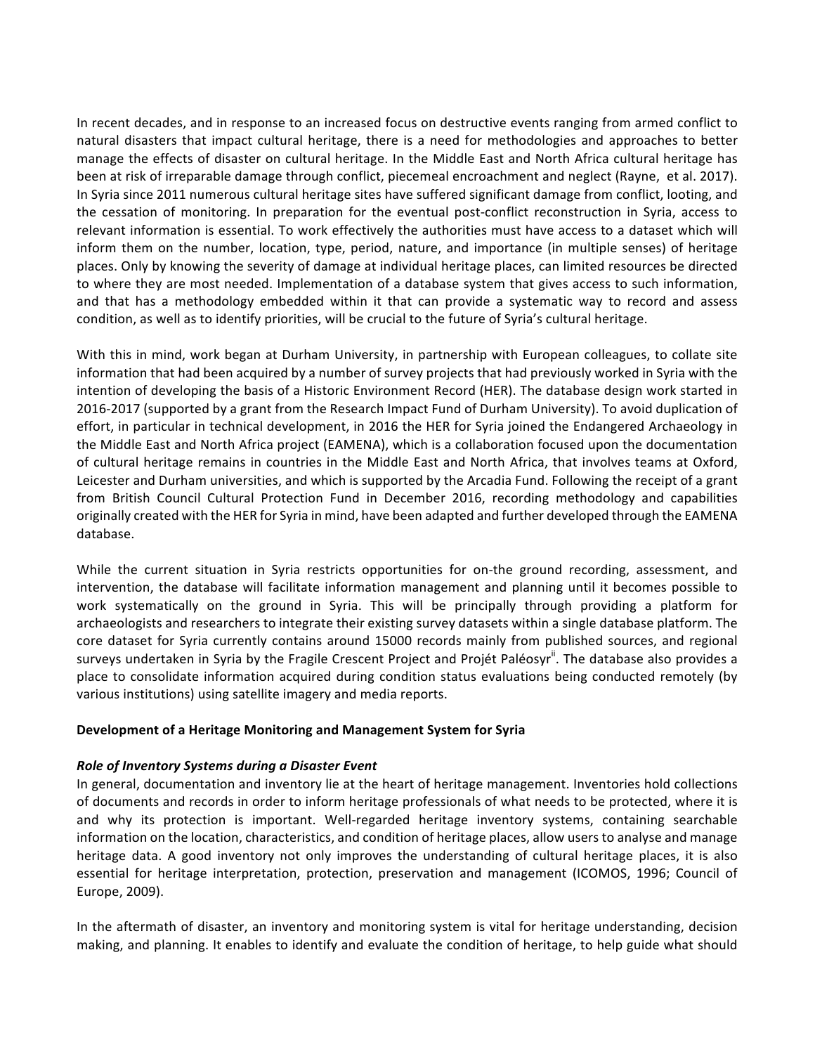In recent decades, and in response to an increased focus on destructive events ranging from armed conflict to natural disasters that impact cultural heritage, there is a need for methodologies and approaches to better manage the effects of disaster on cultural heritage. In the Middle East and North Africa cultural heritage has been at risk of irreparable damage through conflict, piecemeal encroachment and neglect (Rayne, et al. 2017). In Syria since 2011 numerous cultural heritage sites have suffered significant damage from conflict, looting, and the cessation of monitoring. In preparation for the eventual post-conflict reconstruction in Syria, access to relevant information is essential. To work effectively the authorities must have access to a dataset which will inform them on the number, location, type, period, nature, and importance (in multiple senses) of heritage places. Only by knowing the severity of damage at individual heritage places, can limited resources be directed to where they are most needed. Implementation of a database system that gives access to such information, and that has a methodology embedded within it that can provide a systematic way to record and assess condition, as well as to identify priorities, will be crucial to the future of Syria's cultural heritage.

With this in mind, work began at Durham University, in partnership with European colleagues, to collate site information that had been acquired by a number of survey projects that had previously worked in Syria with the intention of developing the basis of a Historic Environment Record (HER). The database design work started in 2016-2017 (supported by a grant from the Research Impact Fund of Durham University). To avoid duplication of effort, in particular in technical development, in 2016 the HER for Syria joined the Endangered Archaeology in the Middle East and North Africa project (EAMENA), which is a collaboration focused upon the documentation of cultural heritage remains in countries in the Middle East and North Africa, that involves teams at Oxford, Leicester and Durham universities, and which is supported by the Arcadia Fund. Following the receipt of a grant from British Council Cultural Protection Fund in December 2016, recording methodology and capabilities originally created with the HER for Syria in mind, have been adapted and further developed through the EAMENA database.

While the current situation in Syria restricts opportunities for on-the ground recording, assessment, and intervention, the database will facilitate information management and planning until it becomes possible to work systematically on the ground in Syria. This will be principally through providing a platform for archaeologists and researchers to integrate their existing survey datasets within a single database platform. The core dataset for Syria currently contains around 15000 records mainly from published sources, and regional surveys undertaken in Syria by the Fragile Crescent Project and Projét Paléosyr[ii]. The database also provides a place to consolidate information acquired during condition status evaluations being conducted remotely (by various institutions) using satellite imagery and media reports.

**Development of a Heritage Monitoring and Management System for Syria**

***Role of Inventory Systems during a Disaster Event***

In general, documentation and inventory lie at the heart of heritage management. Inventories hold collections of documents and records in order to inform heritage professionals of what needs to be protected, where it is and why its protection is important. Well-regarded heritage inventory systems, containing searchable information on the location, characteristics, and condition of heritage places, allow users to analyse and manage heritage data. A good inventory not only improves the understanding of cultural heritage places, it is also essential for heritage interpretation, protection, preservation and management (ICOMOS, 1996; Council of Europe, 2009).

In the aftermath of disaster, an inventory and monitoring system is vital for heritage understanding, decision making, and planning. It enables to identify and evaluate the condition of heritage, to help guide what should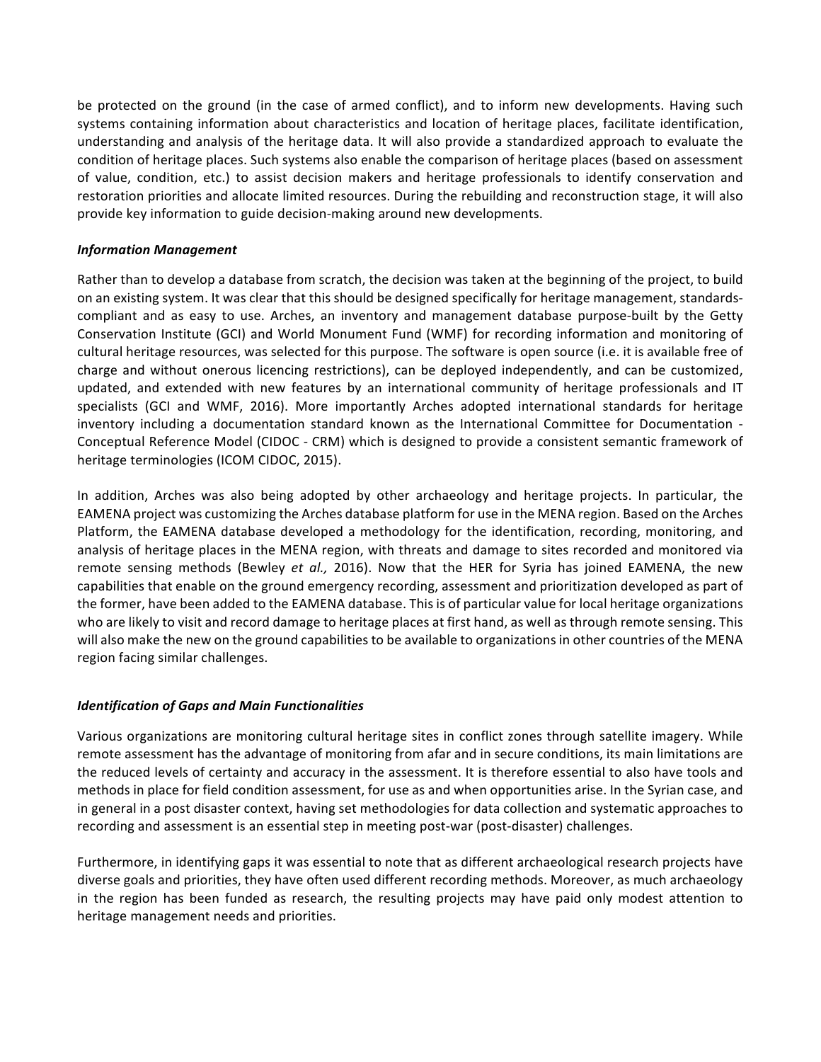be protected on the ground (in the case of armed conflict), and to inform new developments. Having such systems containing information about characteristics and location of heritage places, facilitate identification, understanding and analysis of the heritage data. It will also provide a standardized approach to evaluate the condition of heritage places. Such systems also enable the comparison of heritage places (based on assessment of value, condition, etc.) to assist decision makers and heritage professionals to identify conservation and restoration priorities and allocate limited resources. During the rebuilding and reconstruction stage, it will also provide key information to guide decision-making around new developments.

### *Information Management*

Rather than to develop a database from scratch, the decision was taken at the beginning of the project, to build on an existing system. It was clear that this should be designed specifically for heritage management, standards-compliant and as easy to use. Arches, an inventory and management database purpose-built by the Getty Conservation Institute (GCI) and World Monument Fund (WMF) for recording information and monitoring of cultural heritage resources, was selected for this purpose. The software is open source (i.e. it is available free of charge and without onerous licencing restrictions), can be deployed independently, and can be customized, updated, and extended with new features by an international community of heritage professionals and IT specialists (GCI and WMF, 2016). More importantly Arches adopted international standards for heritage inventory including a documentation standard known as the International Committee for Documentation - Conceptual Reference Model (CIDOC - CRM) which is designed to provide a consistent semantic framework of heritage terminologies (ICOM CIDOC, 2015).

In addition, Arches was also being adopted by other archaeology and heritage projects. In particular, the EAMENA project was customizing the Arches database platform for use in the MENA region. Based on the Arches Platform, the EAMENA database developed a methodology for the identification, recording, monitoring, and analysis of heritage places in the MENA region, with threats and damage to sites recorded and monitored via remote sensing methods (Bewley *et al.,* 2016). Now that the HER for Syria has joined EAMENA, the new capabilities that enable on the ground emergency recording, assessment and prioritization developed as part of the former, have been added to the EAMENA database. This is of particular value for local heritage organizations who are likely to visit and record damage to heritage places at first hand, as well as through remote sensing. This will also make the new on the ground capabilities to be available to organizations in other countries of the MENA region facing similar challenges.

### *Identification of Gaps and Main Functionalities*

Various organizations are monitoring cultural heritage sites in conflict zones through satellite imagery. While remote assessment has the advantage of monitoring from afar and in secure conditions, its main limitations are the reduced levels of certainty and accuracy in the assessment. It is therefore essential to also have tools and methods in place for field condition assessment, for use as and when opportunities arise. In the Syrian case, and in general in a post disaster context, having set methodologies for data collection and systematic approaches to recording and assessment is an essential step in meeting post-war (post-disaster) challenges.

Furthermore, in identifying gaps it was essential to note that as different archaeological research projects have diverse goals and priorities, they have often used different recording methods. Moreover, as much archaeology in the region has been funded as research, the resulting projects may have paid only modest attention to heritage management needs and priorities.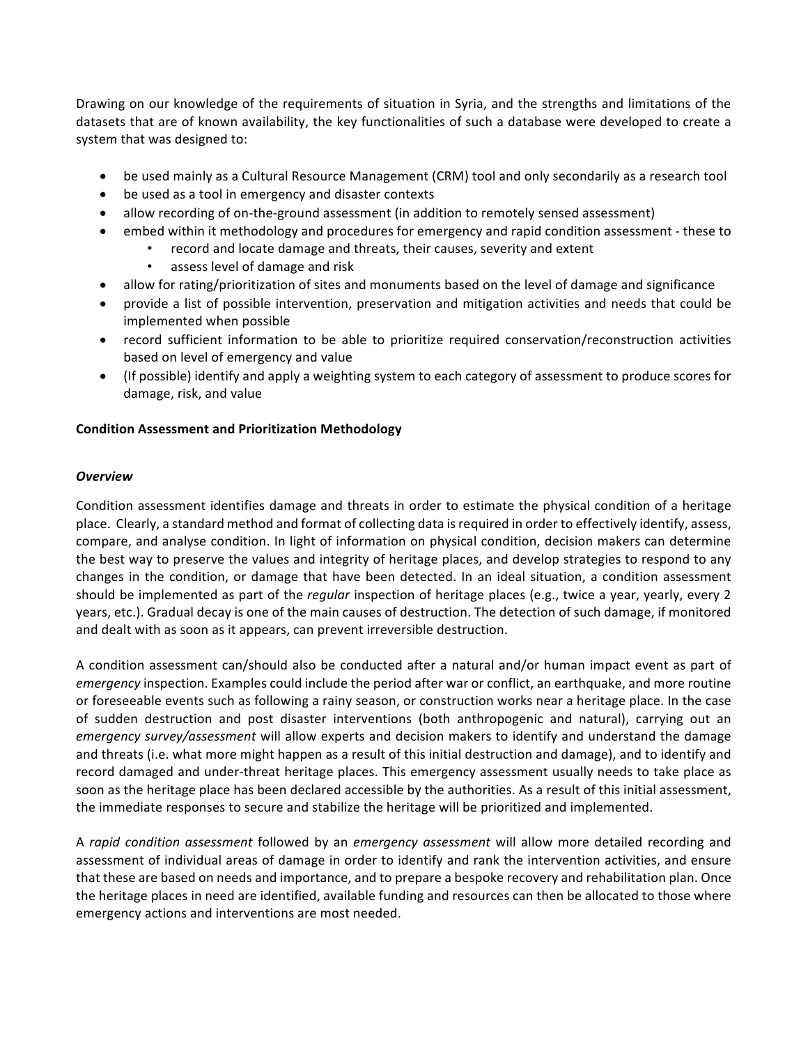Drawing on our knowledge of the requirements of situation in Syria, and the strengths and limitations of the datasets that are of known availability, the key functionalities of such a database were developed to create a system that was designed to:

- be used mainly as a Cultural Resource Management (CRM) tool and only secondarily as a research tool
- be used as a tool in emergency and disaster contexts
- allow recording of on-the-ground assessment (in addition to remotely sensed assessment)
- embed within it methodology and procedures for emergency and rapid condition assessment - these to
    - record and locate damage and threats, their causes, severity and extent
    - assess level of damage and risk
- allow for rating/prioritization of sites and monuments based on the level of damage and significance
- provide a list of possible intervention, preservation and mitigation activities and needs that could be implemented when possible
- record sufficient information to be able to prioritize required conservation/reconstruction activities based on level of emergency and value
- (If possible) identify and apply a weighting system to each category of assessment to produce scores for damage, risk, and value

**Condition Assessment and Prioritization Methodology**

***Overview***

Condition assessment identifies damage and threats in order to estimate the physical condition of a heritage place. Clearly, a standard method and format of collecting data is required in order to effectively identify, assess, compare, and analyse condition. In light of information on physical condition, decision makers can determine the best way to preserve the values and integrity of heritage places, and develop strategies to respond to any changes in the condition, or damage that have been detected. In an ideal situation, a condition assessment should be implemented as part of the *regular* inspection of heritage places (e.g., twice a year, yearly, every 2 years, etc.). Gradual decay is one of the main causes of destruction. The detection of such damage, if monitored and dealt with as soon as it appears, can prevent irreversible destruction.

A condition assessment can/should also be conducted after a natural and/or human impact event as part of *emergency* inspection. Examples could include the period after war or conflict, an earthquake, and more routine or foreseeable events such as following a rainy season, or construction works near a heritage place. In the case of sudden destruction and post disaster interventions (both anthropogenic and natural), carrying out an *emergency survey/assessment* will allow experts and decision makers to identify and understand the damage and threats (i.e. what more might happen as a result of this initial destruction and damage), and to identify and record damaged and under-threat heritage places. This emergency assessment usually needs to take place as soon as the heritage place has been declared accessible by the authorities. As a result of this initial assessment, the immediate responses to secure and stabilize the heritage will be prioritized and implemented.

A *rapid condition assessment* followed by an *emergency assessment* will allow more detailed recording and assessment of individual areas of damage in order to identify and rank the intervention activities, and ensure that these are based on needs and importance, and to prepare a bespoke recovery and rehabilitation plan. Once the heritage places in need are identified, available funding and resources can then be allocated to those where emergency actions and interventions are most needed.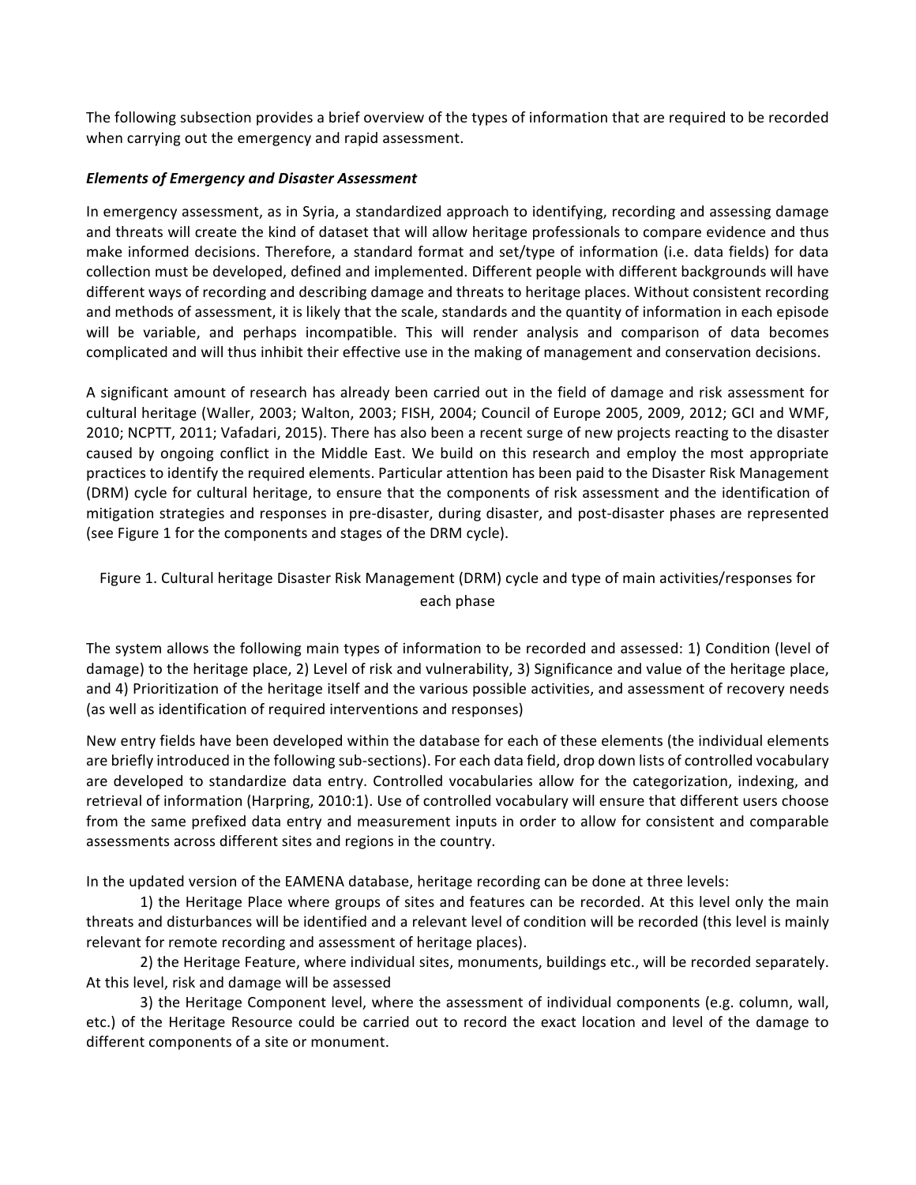The following subsection provides a brief overview of the types of information that are required to be recorded when carrying out the emergency and rapid assessment.

### *Elements of Emergency and Disaster Assessment*

In emergency assessment, as in Syria, a standardized approach to identifying, recording and assessing damage and threats will create the kind of dataset that will allow heritage professionals to compare evidence and thus make informed decisions. Therefore, a standard format and set/type of information (i.e. data fields) for data collection must be developed, defined and implemented. Different people with different backgrounds will have different ways of recording and describing damage and threats to heritage places. Without consistent recording and methods of assessment, it is likely that the scale, standards and the quantity of information in each episode will be variable, and perhaps incompatible. This will render analysis and comparison of data becomes complicated and will thus inhibit their effective use in the making of management and conservation decisions.

A significant amount of research has already been carried out in the field of damage and risk assessment for cultural heritage (Waller, 2003; Walton, 2003; FISH, 2004; Council of Europe 2005, 2009, 2012; GCI and WMF, 2010; NCPTT, 2011; Vafadari, 2015). There has also been a recent surge of new projects reacting to the disaster caused by ongoing conflict in the Middle East. We build on this research and employ the most appropriate practices to identify the required elements. Particular attention has been paid to the Disaster Risk Management (DRM) cycle for cultural heritage, to ensure that the components of risk assessment and the identification of mitigation strategies and responses in pre-disaster, during disaster, and post-disaster phases are represented (see Figure 1 for the components and stages of the DRM cycle).

Figure 1. Cultural heritage Disaster Risk Management (DRM) cycle and type of main activities/responses for each phase

The system allows the following main types of information to be recorded and assessed: 1) Condition (level of damage) to the heritage place, 2) Level of risk and vulnerability, 3) Significance and value of the heritage place, and 4) Prioritization of the heritage itself and the various possible activities, and assessment of recovery needs (as well as identification of required interventions and responses)

New entry fields have been developed within the database for each of these elements (the individual elements are briefly introduced in the following sub-sections). For each data field, drop down lists of controlled vocabulary are developed to standardize data entry. Controlled vocabularies allow for the categorization, indexing, and retrieval of information (Harpring, 2010:1). Use of controlled vocabulary will ensure that different users choose from the same prefixed data entry and measurement inputs in order to allow for consistent and comparable assessments across different sites and regions in the country.

In the updated version of the EAMENA database, heritage recording can be done at three levels:

1) the Heritage Place where groups of sites and features can be recorded. At this level only the main threats and disturbances will be identified and a relevant level of condition will be recorded (this level is mainly relevant for remote recording and assessment of heritage places).

2) the Heritage Feature, where individual sites, monuments, buildings etc., will be recorded separately. At this level, risk and damage will be assessed

3) the Heritage Component level, where the assessment of individual components (e.g. column, wall, etc.) of the Heritage Resource could be carried out to record the exact location and level of the damage to different components of a site or monument.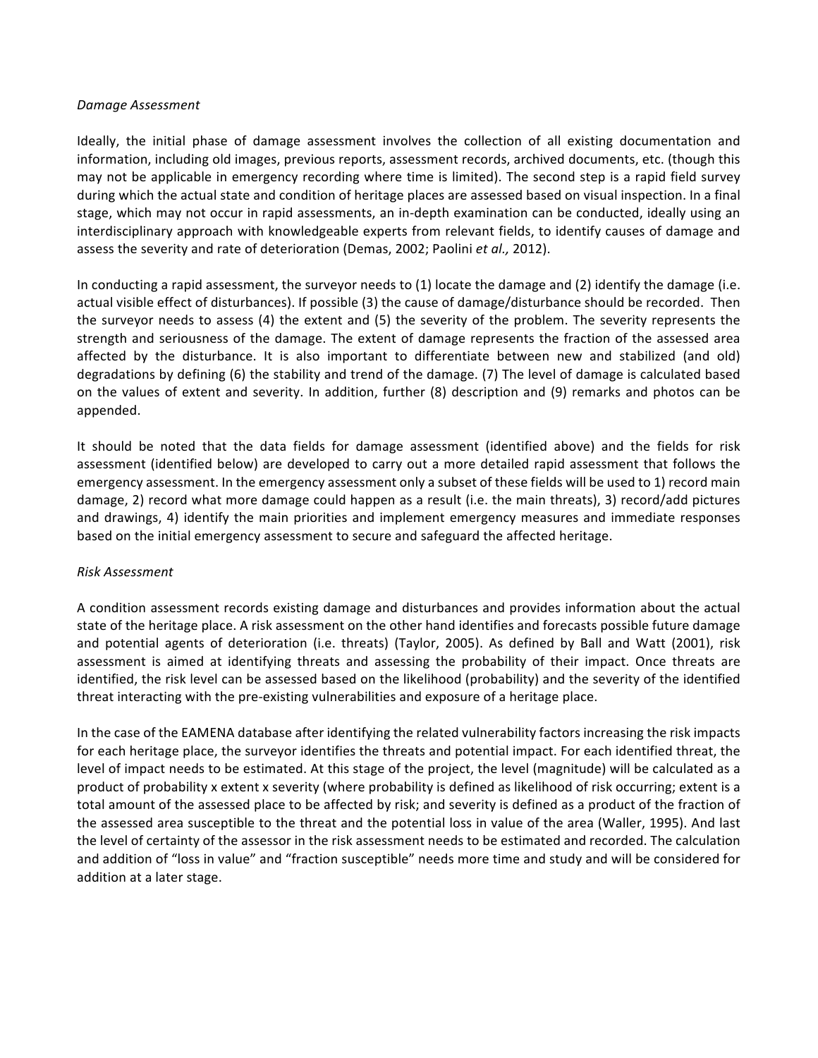*Damage Assessment*

Ideally, the initial phase of damage assessment involves the collection of all existing documentation and information, including old images, previous reports, assessment records, archived documents, etc. (though this may not be applicable in emergency recording where time is limited). The second step is a rapid field survey during which the actual state and condition of heritage places are assessed based on visual inspection. In a final stage, which may not occur in rapid assessments, an in-depth examination can be conducted, ideally using an interdisciplinary approach with knowledgeable experts from relevant fields, to identify causes of damage and assess the severity and rate of deterioration (Demas, 2002; Paolini *et al.,* 2012).

In conducting a rapid assessment, the surveyor needs to (1) locate the damage and (2) identify the damage (i.e. actual visible effect of disturbances). If possible (3) the cause of damage/disturbance should be recorded. Then the surveyor needs to assess (4) the extent and (5) the severity of the problem. The severity represents the strength and seriousness of the damage. The extent of damage represents the fraction of the assessed area affected by the disturbance. It is also important to differentiate between new and stabilized (and old) degradations by defining (6) the stability and trend of the damage. (7) The level of damage is calculated based on the values of extent and severity. In addition, further (8) description and (9) remarks and photos can be appended.

It should be noted that the data fields for damage assessment (identified above) and the fields for risk assessment (identified below) are developed to carry out a more detailed rapid assessment that follows the emergency assessment. In the emergency assessment only a subset of these fields will be used to 1) record main damage, 2) record what more damage could happen as a result (i.e. the main threats), 3) record/add pictures and drawings, 4) identify the main priorities and implement emergency measures and immediate responses based on the initial emergency assessment to secure and safeguard the affected heritage.

*Risk Assessment*

A condition assessment records existing damage and disturbances and provides information about the actual state of the heritage place. A risk assessment on the other hand identifies and forecasts possible future damage and potential agents of deterioration (i.e. threats) (Taylor, 2005). As defined by Ball and Watt (2001), risk assessment is aimed at identifying threats and assessing the probability of their impact. Once threats are identified, the risk level can be assessed based on the likelihood (probability) and the severity of the identified threat interacting with the pre-existing vulnerabilities and exposure of a heritage place.

In the case of the EAMENA database after identifying the related vulnerability factors increasing the risk impacts for each heritage place, the surveyor identifies the threats and potential impact. For each identified threat, the level of impact needs to be estimated. At this stage of the project, the level (magnitude) will be calculated as a product of probability x extent x severity (where probability is defined as likelihood of risk occurring; extent is a total amount of the assessed place to be affected by risk; and severity is defined as a product of the fraction of the assessed area susceptible to the threat and the potential loss in value of the area (Waller, 1995). And last the level of certainty of the assessor in the risk assessment needs to be estimated and recorded. The calculation and addition of "loss in value" and "fraction susceptible" needs more time and study and will be considered for addition at a later stage.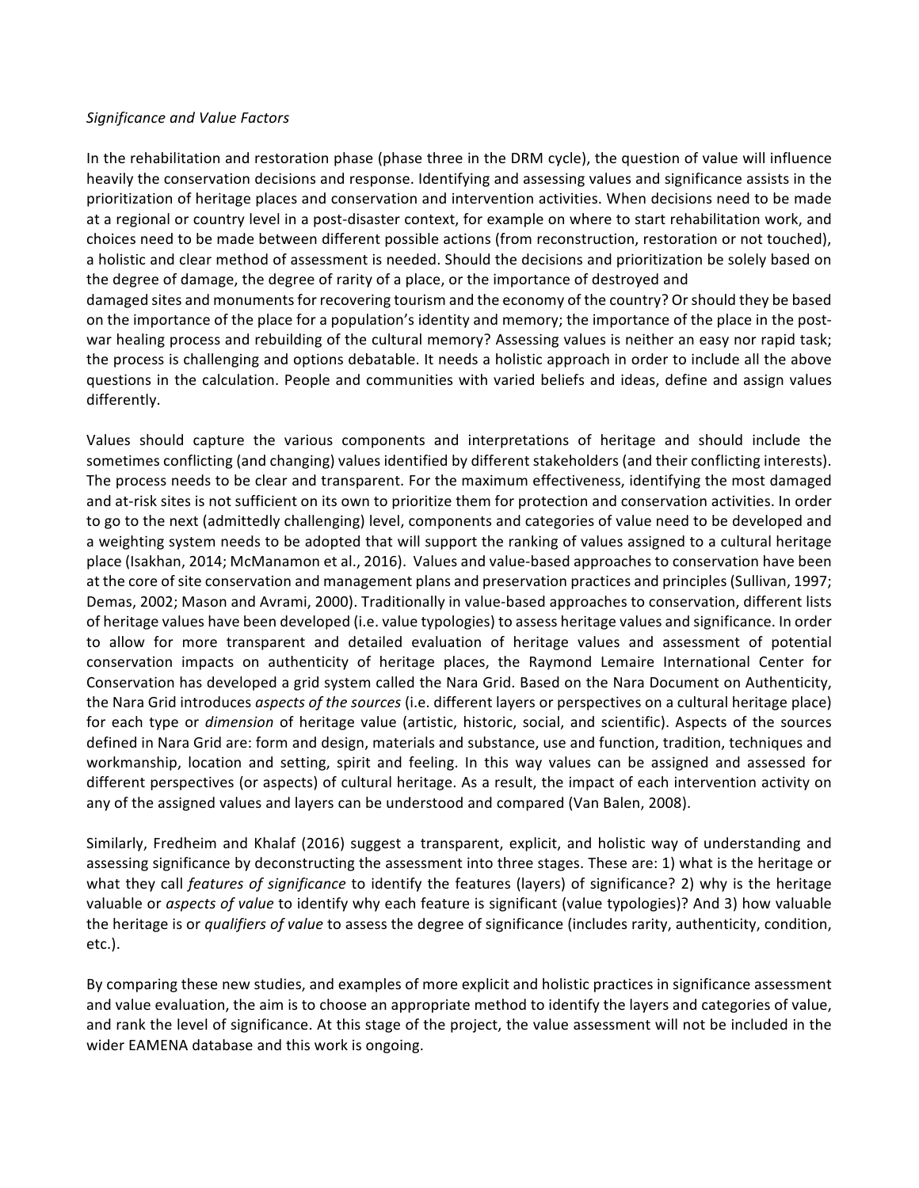*Significance and Value Factors*

In the rehabilitation and restoration phase (phase three in the DRM cycle), the question of value will influence heavily the conservation decisions and response. Identifying and assessing values and significance assists in the prioritization of heritage places and conservation and intervention activities. When decisions need to be made at a regional or country level in a post-disaster context, for example on where to start rehabilitation work, and choices need to be made between different possible actions (from reconstruction, restoration or not touched), a holistic and clear method of assessment is needed. Should the decisions and prioritization be solely based on the degree of damage, the degree of rarity of a place, or the importance of destroyed and damaged sites and monuments for recovering tourism and the economy of the country? Or should they be based on the importance of the place for a population's identity and memory; the importance of the place in the post-war healing process and rebuilding of the cultural memory? Assessing values is neither an easy nor rapid task; the process is challenging and options debatable. It needs a holistic approach in order to include all the above questions in the calculation. People and communities with varied beliefs and ideas, define and assign values differently.

Values should capture the various components and interpretations of heritage and should include the sometimes conflicting (and changing) values identified by different stakeholders (and their conflicting interests). The process needs to be clear and transparent. For the maximum effectiveness, identifying the most damaged and at-risk sites is not sufficient on its own to prioritize them for protection and conservation activities. In order to go to the next (admittedly challenging) level, components and categories of value need to be developed and a weighting system needs to be adopted that will support the ranking of values assigned to a cultural heritage place (Isakhan, 2014; McManamon et al., 2016). Values and value-based approaches to conservation have been at the core of site conservation and management plans and preservation practices and principles (Sullivan, 1997; Demas, 2002; Mason and Avrami, 2000). Traditionally in value-based approaches to conservation, different lists of heritage values have been developed (i.e. value typologies) to assess heritage values and significance. In order to allow for more transparent and detailed evaluation of heritage values and assessment of potential conservation impacts on authenticity of heritage places, the Raymond Lemaire International Center for Conservation has developed a grid system called the Nara Grid. Based on the Nara Document on Authenticity, the Nara Grid introduces *aspects of the sources* (i.e. different layers or perspectives on a cultural heritage place) for each type or *dimension* of heritage value (artistic, historic, social, and scientific). Aspects of the sources defined in Nara Grid are: form and design, materials and substance, use and function, tradition, techniques and workmanship, location and setting, spirit and feeling. In this way values can be assigned and assessed for different perspectives (or aspects) of cultural heritage. As a result, the impact of each intervention activity on any of the assigned values and layers can be understood and compared (Van Balen, 2008).

Similarly, Fredheim and Khalaf (2016) suggest a transparent, explicit, and holistic way of understanding and assessing significance by deconstructing the assessment into three stages. These are: 1) what is the heritage or what they call *features of significance* to identify the features (layers) of significance? 2) why is the heritage valuable or *aspects of value* to identify why each feature is significant (value typologies)? And 3) how valuable the heritage is or *qualifiers of value* to assess the degree of significance (includes rarity, authenticity, condition, etc.).

By comparing these new studies, and examples of more explicit and holistic practices in significance assessment and value evaluation, the aim is to choose an appropriate method to identify the layers and categories of value, and rank the level of significance. At this stage of the project, the value assessment will not be included in the wider EAMENA database and this work is ongoing.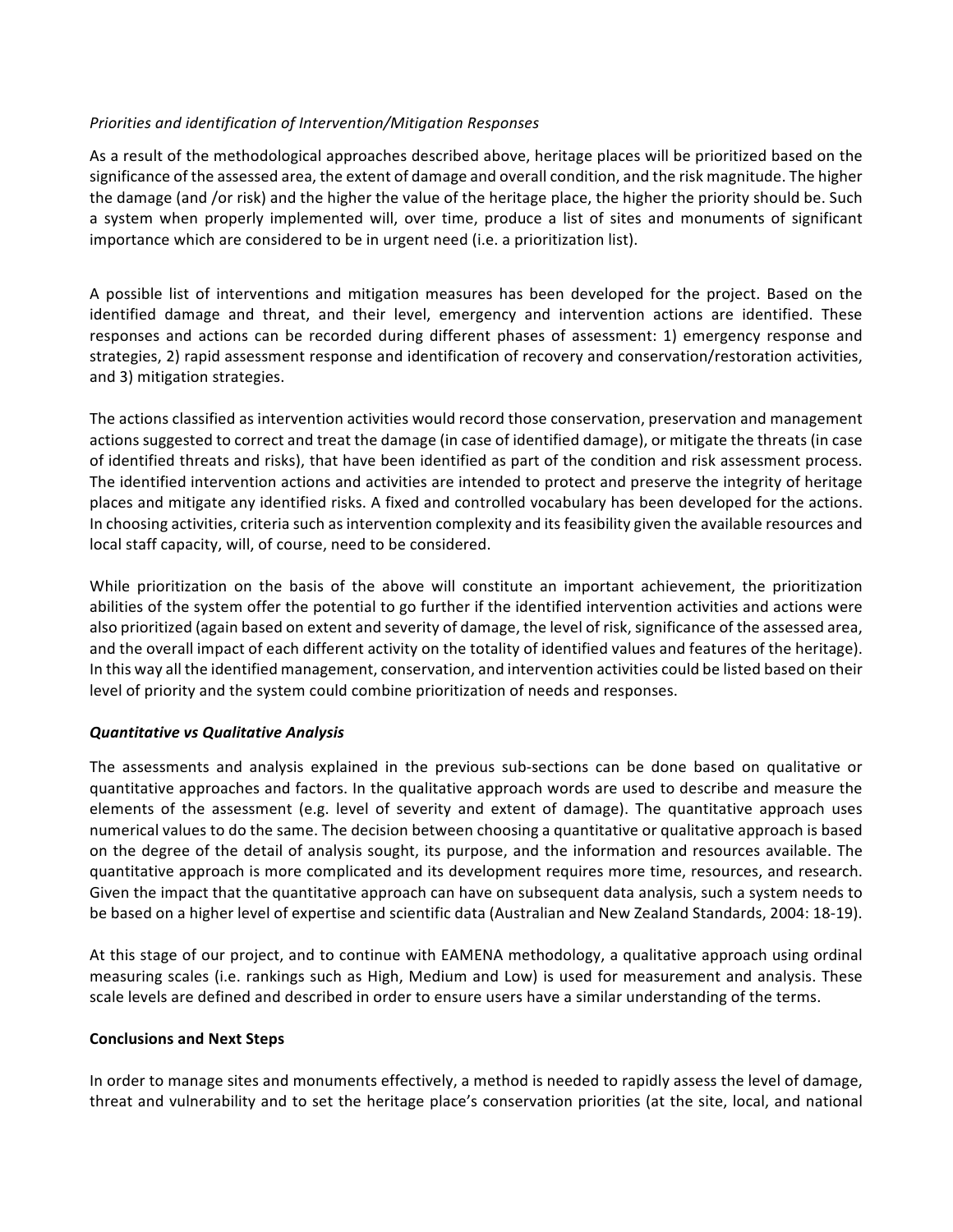*Priorities and identification of Intervention/Mitigation Responses*

As a result of the methodological approaches described above, heritage places will be prioritized based on the significance of the assessed area, the extent of damage and overall condition, and the risk magnitude. The higher the damage (and /or risk) and the higher the value of the heritage place, the higher the priority should be. Such a system when properly implemented will, over time, produce a list of sites and monuments of significant importance which are considered to be in urgent need (i.e. a prioritization list).

A possible list of interventions and mitigation measures has been developed for the project. Based on the identified damage and threat, and their level, emergency and intervention actions are identified. These responses and actions can be recorded during different phases of assessment: 1) emergency response and strategies, 2) rapid assessment response and identification of recovery and conservation/restoration activities, and 3) mitigation strategies.

The actions classified as intervention activities would record those conservation, preservation and management actions suggested to correct and treat the damage (in case of identified damage), or mitigate the threats (in case of identified threats and risks), that have been identified as part of the condition and risk assessment process. The identified intervention actions and activities are intended to protect and preserve the integrity of heritage places and mitigate any identified risks. A fixed and controlled vocabulary has been developed for the actions. In choosing activities, criteria such as intervention complexity and its feasibility given the available resources and local staff capacity, will, of course, need to be considered.

While prioritization on the basis of the above will constitute an important achievement, the prioritization abilities of the system offer the potential to go further if the identified intervention activities and actions were also prioritized (again based on extent and severity of damage, the level of risk, significance of the assessed area, and the overall impact of each different activity on the totality of identified values and features of the heritage). In this way all the identified management, conservation, and intervention activities could be listed based on their level of priority and the system could combine prioritization of needs and responses.

***Quantitative vs Qualitative Analysis***

The assessments and analysis explained in the previous sub-sections can be done based on qualitative or quantitative approaches and factors. In the qualitative approach words are used to describe and measure the elements of the assessment (e.g. level of severity and extent of damage). The quantitative approach uses numerical values to do the same. The decision between choosing a quantitative or qualitative approach is based on the degree of the detail of analysis sought, its purpose, and the information and resources available. The quantitative approach is more complicated and its development requires more time, resources, and research. Given the impact that the quantitative approach can have on subsequent data analysis, such a system needs to be based on a higher level of expertise and scientific data (Australian and New Zealand Standards, 2004: 18-19).

At this stage of our project, and to continue with EAMENA methodology, a qualitative approach using ordinal measuring scales (i.e. rankings such as High, Medium and Low) is used for measurement and analysis. These scale levels are defined and described in order to ensure users have a similar understanding of the terms.

**Conclusions and Next Steps**

In order to manage sites and monuments effectively, a method is needed to rapidly assess the level of damage, threat and vulnerability and to set the heritage place's conservation priorities (at the site, local, and national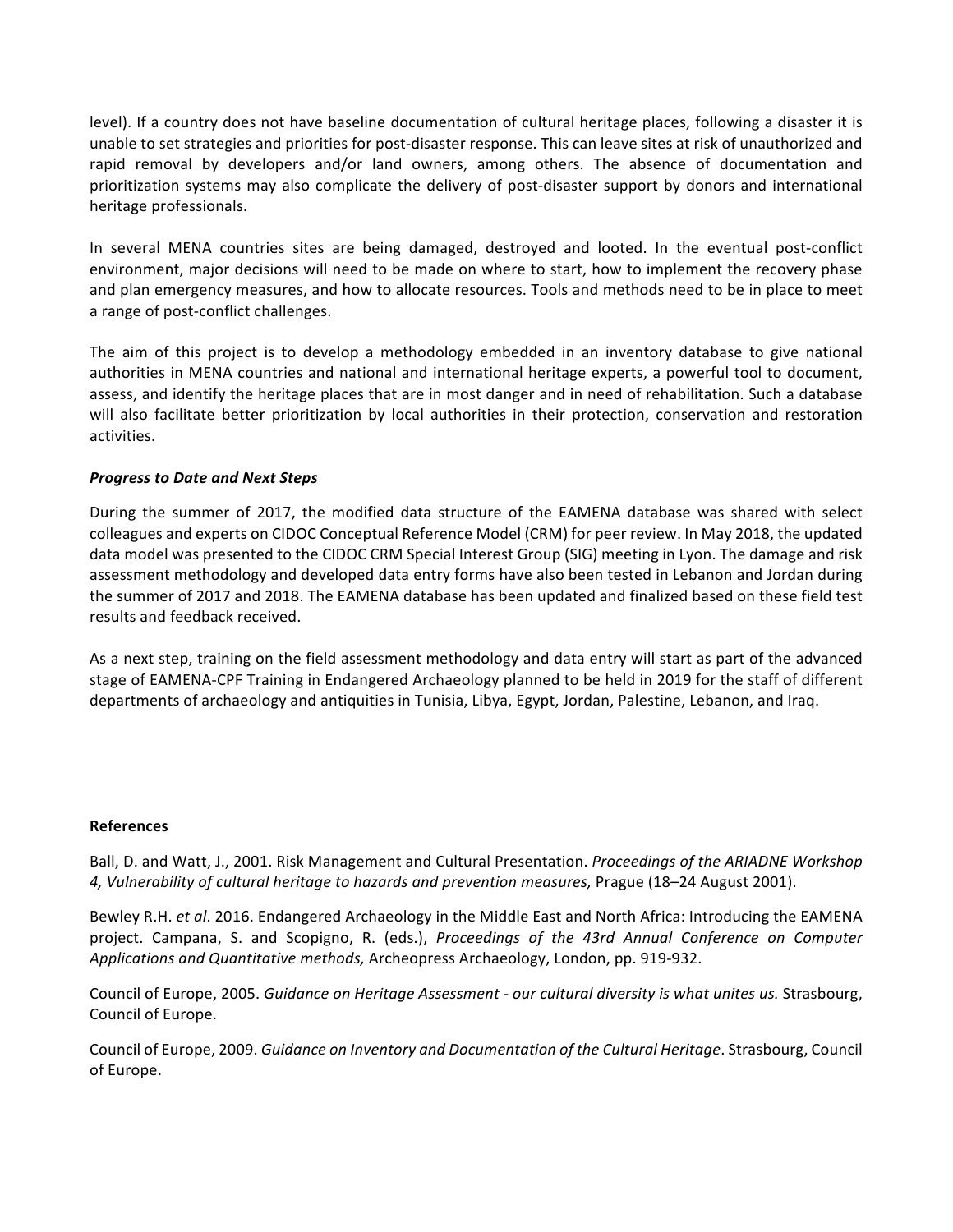level). If a country does not have baseline documentation of cultural heritage places, following a disaster it is unable to set strategies and priorities for post-disaster response. This can leave sites at risk of unauthorized and rapid removal by developers and/or land owners, among others. The absence of documentation and prioritization systems may also complicate the delivery of post-disaster support by donors and international heritage professionals.

In several MENA countries sites are being damaged, destroyed and looted. In the eventual post-conflict environment, major decisions will need to be made on where to start, how to implement the recovery phase and plan emergency measures, and how to allocate resources. Tools and methods need to be in place to meet a range of post-conflict challenges.

The aim of this project is to develop a methodology embedded in an inventory database to give national authorities in MENA countries and national and international heritage experts, a powerful tool to document, assess, and identify the heritage places that are in most danger and in need of rehabilitation. Such a database will also facilitate better prioritization by local authorities in their protection, conservation and restoration activities.

### *Progress to Date and Next Steps*

During the summer of 2017, the modified data structure of the EAMENA database was shared with select colleagues and experts on CIDOC Conceptual Reference Model (CRM) for peer review. In May 2018, the updated data model was presented to the CIDOC CRM Special Interest Group (SIG) meeting in Lyon. The damage and risk assessment methodology and developed data entry forms have also been tested in Lebanon and Jordan during the summer of 2017 and 2018. The EAMENA database has been updated and finalized based on these field test results and feedback received.

As a next step, training on the field assessment methodology and data entry will start as part of the advanced stage of EAMENA-CPF Training in Endangered Archaeology planned to be held in 2019 for the staff of different departments of archaeology and antiquities in Tunisia, Libya, Egypt, Jordan, Palestine, Lebanon, and Iraq.

### References

Ball, D. and Watt, J., 2001. Risk Management and Cultural Presentation. *Proceedings of the ARIADNE Workshop 4, Vulnerability of cultural heritage to hazards and prevention measures,* Prague (18–24 August 2001).

Bewley R.H. *et al*. 2016. Endangered Archaeology in the Middle East and North Africa: Introducing the EAMENA project. Campana, S. and Scopigno, R. (eds.), *Proceedings of the 43rd Annual Conference on Computer Applications and Quantitative methods,* Archeopress Archaeology, London, pp. 919-932.

Council of Europe, 2005. *Guidance on Heritage Assessment - our cultural diversity is what unites us.* Strasbourg, Council of Europe.

Council of Europe, 2009. *Guidance on Inventory and Documentation of the Cultural Heritage*. Strasbourg, Council of Europe.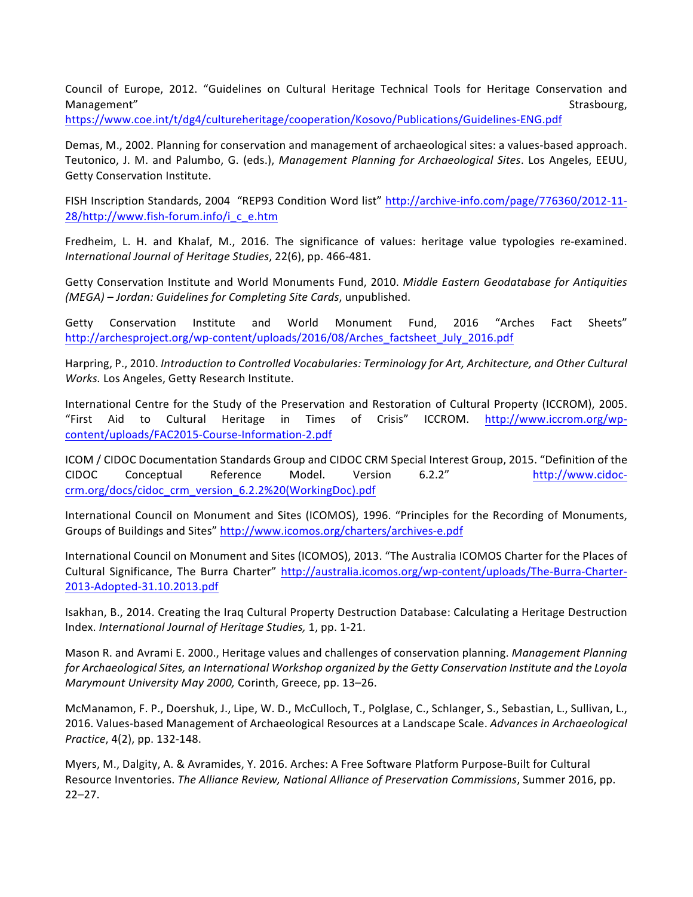Council of Europe, 2012. "Guidelines on Cultural Heritage Technical Tools for Heritage Conservation and Management" Strasbourg, https://www.coe.int/t/dg4/cultureheritage/cooperation/Kosovo/Publications/Guidelines-ENG.pdf

Demas, M., 2002. Planning for conservation and management of archaeological sites: a values-based approach. Teutonico, J. M. and Palumbo, G. (eds.), *Management Planning for Archaeological Sites*. Los Angeles, EEUU, Getty Conservation Institute.

FISH Inscription Standards, 2004 "REP93 Condition Word list" http://archive-info.com/page/776360/2012-11-28/http://www.fish-forum.info/i_c_e.htm

Fredheim, L. H. and Khalaf, M., 2016. The significance of values: heritage value typologies re-examined. *International Journal of Heritage Studies*, 22(6), pp. 466-481.

Getty Conservation Institute and World Monuments Fund, 2010. *Middle Eastern Geodatabase for Antiquities (MEGA) – Jordan: Guidelines for Completing Site Cards*, unpublished.

Getty Conservation Institute and World Monument Fund, 2016 "Arches Fact Sheets" http://archesproject.org/wp-content/uploads/2016/08/Arches_factsheet_July_2016.pdf

Harpring, P., 2010. *Introduction to Controlled Vocabularies: Terminology for Art, Architecture, and Other Cultural Works.* Los Angeles, Getty Research Institute.

International Centre for the Study of the Preservation and Restoration of Cultural Property (ICCROM), 2005. "First Aid to Cultural Heritage in Times of Crisis" ICCROM. http://www.iccrom.org/wp-content/uploads/FAC2015-Course-Information-2.pdf

ICOM / CIDOC Documentation Standards Group and CIDOC CRM Special Interest Group, 2015. "Definition of the CIDOC Conceptual Reference Model. Version 6.2.2" http://www.cidoc-crm.org/docs/cidoc_crm_version_6.2.2%20(WorkingDoc).pdf

International Council on Monument and Sites (ICOMOS), 1996. "Principles for the Recording of Monuments, Groups of Buildings and Sites" http://www.icomos.org/charters/archives-e.pdf

International Council on Monument and Sites (ICOMOS), 2013. "The Australia ICOMOS Charter for the Places of Cultural Significance, The Burra Charter" http://australia.icomos.org/wp-content/uploads/The-Burra-Charter-2013-Adopted-31.10.2013.pdf

Isakhan, B., 2014. Creating the Iraq Cultural Property Destruction Database: Calculating a Heritage Destruction Index. *International Journal of Heritage Studies,* 1, pp. 1-21.

Mason R. and Avrami E. 2000., Heritage values and challenges of conservation planning. *Management Planning for Archaeological Sites, an International Workshop organized by the Getty Conservation Institute and the Loyola Marymount University May 2000,* Corinth, Greece, pp. 13–26.

McManamon, F. P., Doershuk, J., Lipe, W. D., McCulloch, T., Polglase, C., Schlanger, S., Sebastian, L., Sullivan, L., 2016. Values-based Management of Archaeological Resources at a Landscape Scale. *Advances in Archaeological Practice*, 4(2), pp. 132-148.

Myers, M., Dalgity, A. & Avramides, Y. 2016. Arches: A Free Software Platform Purpose-Built for Cultural Resource Inventories. *The Alliance Review, National Alliance of Preservation Commissions*, Summer 2016, pp. 22–27.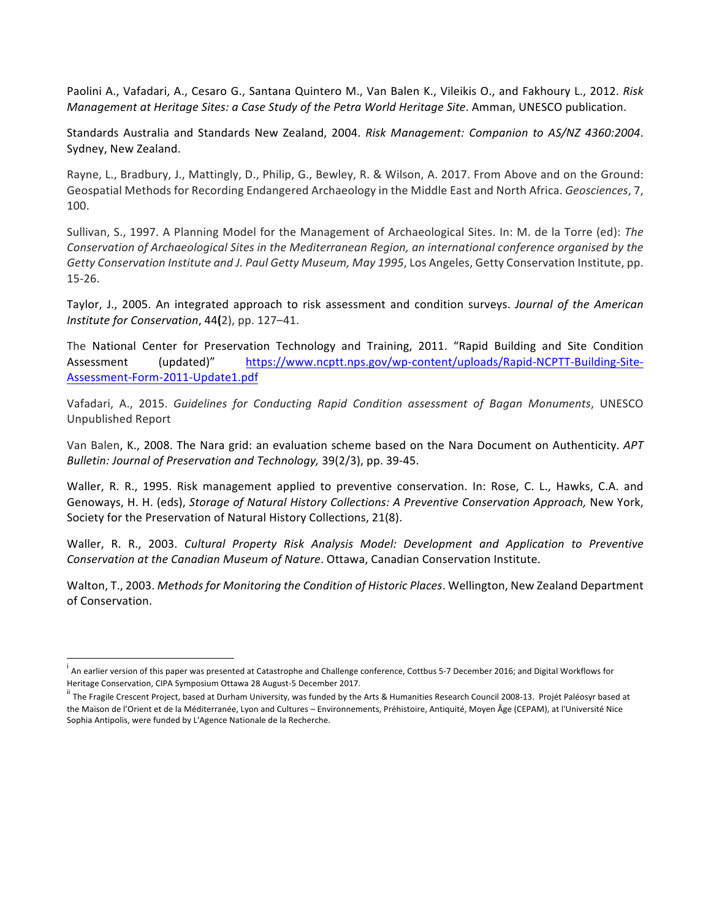Paolini A., Vafadari, A., Cesaro G., Santana Quintero M., Van Balen K., Vileikis O., and Fakhoury L., 2012. *Risk Management at Heritage Sites: a Case Study of the Petra World Heritage Site*. Amman, UNESCO publication.

Standards Australia and Standards New Zealand, 2004. *Risk Management: Companion to AS/NZ 4360:2004*. Sydney, New Zealand.

Rayne, L., Bradbury, J., Mattingly, D., Philip, G., Bewley, R. & Wilson, A. 2017. From Above and on the Ground: Geospatial Methods for Recording Endangered Archaeology in the Middle East and North Africa. *Geosciences*, 7, 100.

Sullivan, S., 1997. A Planning Model for the Management of Archaeological Sites. In: M. de la Torre (ed): *The Conservation of Archaeological Sites in the Mediterranean Region, an international conference organised by the Getty Conservation Institute and J. Paul Getty Museum, May 1995*, Los Angeles, Getty Conservation Institute, pp. 15-26.

Taylor, J., 2005. An integrated approach to risk assessment and condition surveys. *Journal of the American Institute for Conservation*, 44**(**2), pp. 127–41.

The National Center for Preservation Technology and Training, 2011. "Rapid Building and Site Condition Assessment (updated)" https://www.ncptt.nps.gov/wp-content/uploads/Rapid-NCPTT-Building-Site-Assessment-Form-2011-Update1.pdf

Vafadari, A., 2015. *Guidelines for Conducting Rapid Condition assessment of Bagan Monuments*, UNESCO Unpublished Report

Van Balen, K., 2008. The Nara grid: an evaluation scheme based on the Nara Document on Authenticity. *APT Bulletin: Journal of Preservation and Technology,* 39(2/3), pp. 39-45.

Waller, R. R., 1995. Risk management applied to preventive conservation. In: Rose, C. L., Hawks, C.A. and Genoways, H. H. (eds), *Storage of Natural History Collections: A Preventive Conservation Approach,* New York, Society for the Preservation of Natural History Collections, 21(8).

Waller, R. R., 2003. *Cultural Property Risk Analysis Model: Development and Application to Preventive Conservation at the Canadian Museum of Nature*. Ottawa, Canadian Conservation Institute.

Walton, T., 2003. *Methods for Monitoring the Condition of Historic Places*. Wellington, New Zealand Department of Conservation.

---

[i] An earlier version of this paper was presented at Catastrophe and Challenge conference, Cottbus 5-7 December 2016; and Digital Workflows for Heritage Conservation, CIPA Symposium Ottawa 28 August-5 December 2017.

[ii] The Fragile Crescent Project, based at Durham University, was funded by the Arts & Humanities Research Council 2008-13. Projét Paléosyr based at the Maison de l'Orient et de la Méditerranée, Lyon and Cultures – Environnements, Préhistoire, Antiquité, Moyen Âge (CEPAM), at l'Université Nice Sophia Antipolis, were funded by L'Agence Nationale de la Recherche.